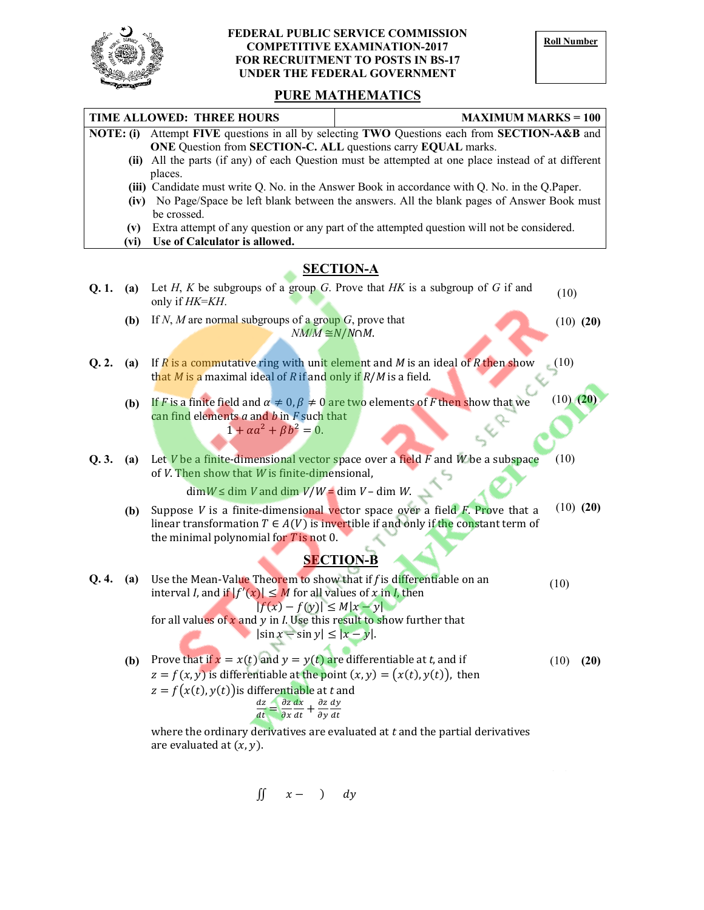**FEDERAL PUBLIC SERVICE COMMISSION**
**COMPETITIVE EXAMINATION-2017**
**FOR RECRUITMENT TO POSTS IN BS-17**
**UNDER THE FEDERAL GOVERNMENT**

**Roll Number**

# PURE MATHEMATICS

| TIME ALLOWED: THREE HOURS | MAXIMUM MARKS = 100 |
|---|---|

**NOTE: (i)** Attempt **FIVE** questions in all by selecting **TWO** Questions each from **SECTION-A&B** and **ONE** Question from **SECTION-C. ALL** questions carry **EQUAL** marks.

**(ii)** All the parts (if any) of each Question must be attempted at one place instead of at different places.

**(iii)** Candidate must write Q. No. in the Answer Book in accordance with Q. No. in the Q.Paper.

**(iv)** No Page/Space be left blank between the answers. All the blank pages of Answer Book must be crossed.

**(v)** Extra attempt of any question or any part of the attempted question will not be considered.

**(vi)** **Use of Calculator is allowed.**

## SECTION-A

**Q. 1.** **(a)** Let $H$, $K$ be subgroups of a group $G$. Prove that $HK$ is a subgroup of $G$ if and only if $HK=KH$. (10)

**(b)** If $N$, $M$ are normal subgroups of a group $G$, prove that (10) **(20)**

$$NM/M \cong N/N\cap M.$$

**Q. 2.** **(a)** If $R$ is a commutative ring with unit element and $M$ is an ideal of $R$ then show that $M$ is a maximal ideal of $R$ if and only if $R/M$ is a field. (10)

**(b)** If $F$ is a finite field and $\alpha \neq 0, \beta \neq 0$ are two elements of $F$ then show that we can find elements $a$ and $b$ in $F$ such that (10) **(20)**

$$1 + \alpha a^2 + \beta b^2 = 0.$$

**Q. 3.** **(a)** Let $V$ be a finite-dimensional vector space over a field $F$ and $W$ be a subspace of $V$. Then show that $W$ is finite-dimensional, (10)

$$\dim W \leq \dim V \text{ and } \dim V/W = \dim V - \dim W.$$

**(b)** Suppose $V$ is a finite-dimensional vector space over a field $F$. Prove that a linear transformation $T \in A(V)$ is invertible if and only if the constant term of the minimal polynomial for $T$ is not 0. (10) **(20)**

## SECTION-B

**Q. 4.** **(a)** Use the Mean-Value Theorem to show that if $f$ is differentiable on an interval $I$, and if $|f'(x)| \leq M$ for all values of $x$ in $I$, then (10)

$$|f(x) - f(y)| \leq M|x - y|$$

for all values of $x$ and $y$ in $I$. Use this result to show further that

$$|\sin x - \sin y| \leq |x - y|.$$

**(b)** Prove that if $x = x(t)$ and $y = y(t)$ are differentiable at $t$, and if $z = f(x, y)$ is differentiable at the point $(x, y) = (x(t), y(t))$, then $z = f(x(t), y(t))$ is differentiable at $t$ and (10) **(20)**

$$\frac{dz}{dt} = \frac{\partial z}{\partial x}\frac{dx}{dt} + \frac{\partial z}{\partial y}\frac{dy}{dt}$$

where the ordinary derivatives are evaluated at $t$ and the partial derivatives are evaluated at $(x, y)$.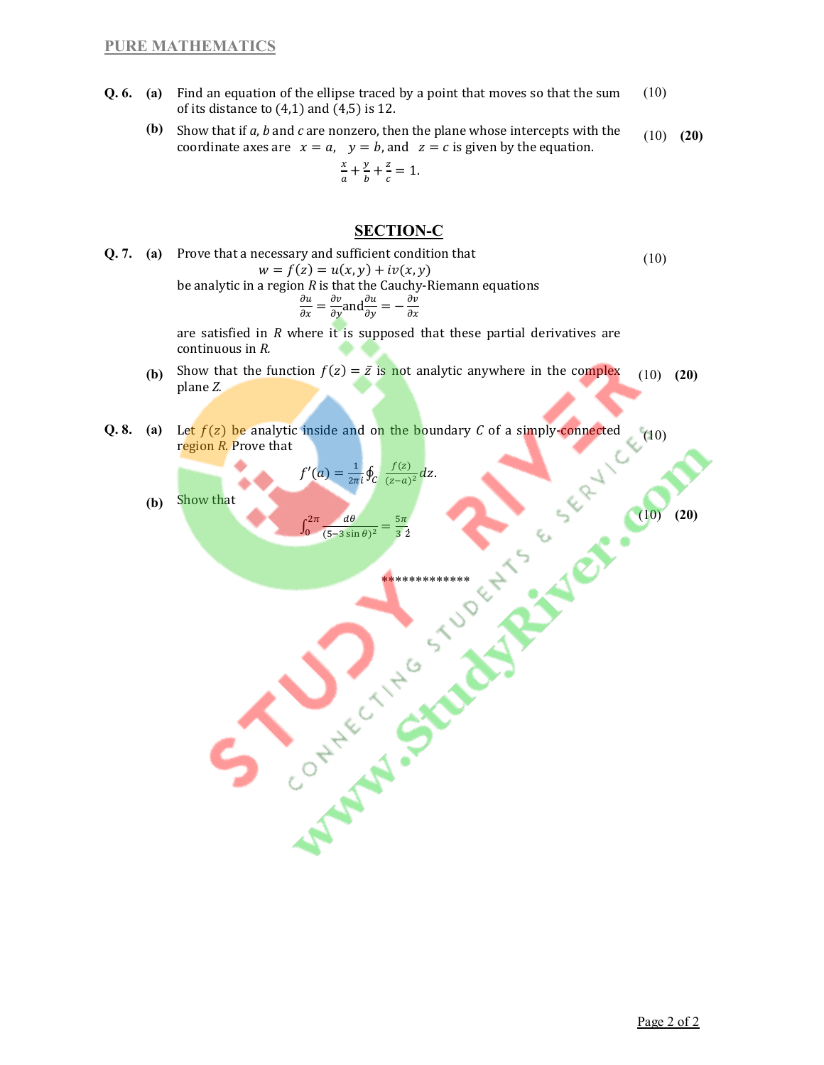PURE MATHEMATICS

**Q. 6. (a)** Find an equation of the ellipse traced by a point that moves so that the sum of its distance to (4,1) and (4,5) is 12. (10)

**(b)** Show that if $a$, $b$ and $c$ are nonzero, then the plane whose intercepts with the coordinate axes are $x = a$, $y = b$, and $z = c$ is given by the equation. (10) **(20)**

$$\frac{x}{a} + \frac{y}{b} + \frac{z}{c} = 1.$$

## SECTION-C

**Q. 7. (a)** Prove that a necessary and sufficient condition that (10)

$$w = f(z) = u(x, y) + iv(x, y)$$

be analytic in a region $R$ is that the Cauchy-Riemann equations

$$\frac{\partial u}{\partial x} = \frac{\partial v}{\partial y} \text{and} \frac{\partial u}{\partial y} = -\frac{\partial v}{\partial x}$$

are satisfied in $R$ where it is supposed that these partial derivatives are continuous in $R$.

**(b)** Show that the function $f(z) = \bar{z}$ is not analytic anywhere in the complex plane $Z$. (10) **(20)**

**Q. 8. (a)** Let $f(z)$ be analytic inside and on the boundary $C$ of a simply-connected region $R$. Prove that (10)

$$f'(a) = \frac{1}{2\pi i} \oint_C \frac{f(z)}{(z-a)^2} dz.$$

**(b)** Show that (10) **(20)**

$$\int_0^{2\pi} \frac{d\theta}{(5 - 3\sin\theta)^2} = \frac{5\pi}{32}$$

*************